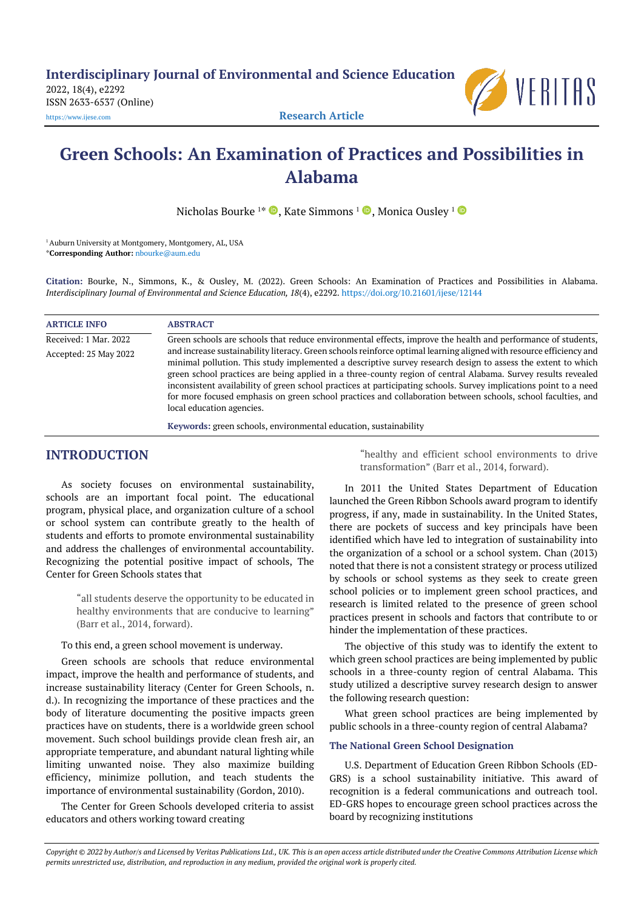# Green Schools: An Examination of Practices and Possibilities in Alabama

Nicholas Bourke [1*], Kate Simmons [1], Monica Ousley [1]

[1] Auburn University at Montgomery, Montgomery, AL, USA

*Corresponding Author: nbourke@aum.edu

**Citation:** Bourke, N., Simmons, K., & Ousley, M. (2022). Green Schools: An Examination of Practices and Possibilities in Alabama. *Interdisciplinary Journal of Environmental and Science Education, 18*(4), e2292. https://doi.org/10.21601/ijese/12144

**ARTICLE INFO**

Received: 1 Mar. 2022

Accepted: 25 May 2022

**ABSTRACT**

Green schools are schools that reduce environmental effects, improve the health and performance of students, and increase sustainability literacy. Green schools reinforce optimal learning aligned with resource efficiency and minimal pollution. This study implemented a descriptive survey research design to assess the extent to which green school practices are being applied in a three-county region of central Alabama. Survey results revealed inconsistent availability of green school practices at participating schools. Survey implications point to a need for more focused emphasis on green school practices and collaboration between schools, school faculties, and local education agencies.

**Keywords:** green schools, environmental education, sustainability

## INTRODUCTION

As society focuses on environmental sustainability, schools are an important focal point. The educational program, physical place, and organization culture of a school or school system can contribute greatly to the health of students and efforts to promote environmental sustainability and address the challenges of environmental accountability. Recognizing the potential positive impact of schools, The Center for Green Schools states that

> "all students deserve the opportunity to be educated in healthy environments that are conducive to learning" (Barr et al., 2014, forward).

To this end, a green school movement is underway.

Green schools are schools that reduce environmental impact, improve the health and performance of students, and increase sustainability literacy (Center for Green Schools, n. d.). In recognizing the importance of these practices and the body of literature documenting the positive impacts green practices have on students, there is a worldwide green school movement. Such school buildings provide clean fresh air, an appropriate temperature, and abundant natural lighting while limiting unwanted noise. They also maximize building efficiency, minimize pollution, and teach students the importance of environmental sustainability (Gordon, 2010).

The Center for Green Schools developed criteria to assist educators and others working toward creating

> "healthy and efficient school environments to drive transformation" (Barr et al., 2014, forward).

In 2011 the United States Department of Education launched the Green Ribbon Schools award program to identify progress, if any, made in sustainability. In the United States, there are pockets of success and key principals have been identified which have led to integration of sustainability into the organization of a school or a school system. Chan (2013) noted that there is not a consistent strategy or process utilized by schools or school systems as they seek to create green school policies or to implement green school practices, and research is limited related to the presence of green school practices present in schools and factors that contribute to or hinder the implementation of these practices.

The objective of this study was to identify the extent to which green school practices are being implemented by public schools in a three-county region of central Alabama. This study utilized a descriptive survey research design to answer the following research question:

What green school practices are being implemented by public schools in a three-county region of central Alabama?

### The National Green School Designation

U.S. Department of Education Green Ribbon Schools (ED-GRS) is a school sustainability initiative. This award of recognition is a federal communications and outreach tool. ED-GRS hopes to encourage green school practices across the board by recognizing institutions

*Copyright © 2022 by Author/s and Licensed by Veritas Publications Ltd., UK. This is an open access article distributed under the Creative Commons Attribution License which permits unrestricted use, distribution, and reproduction in any medium, provided the original work is properly cited.*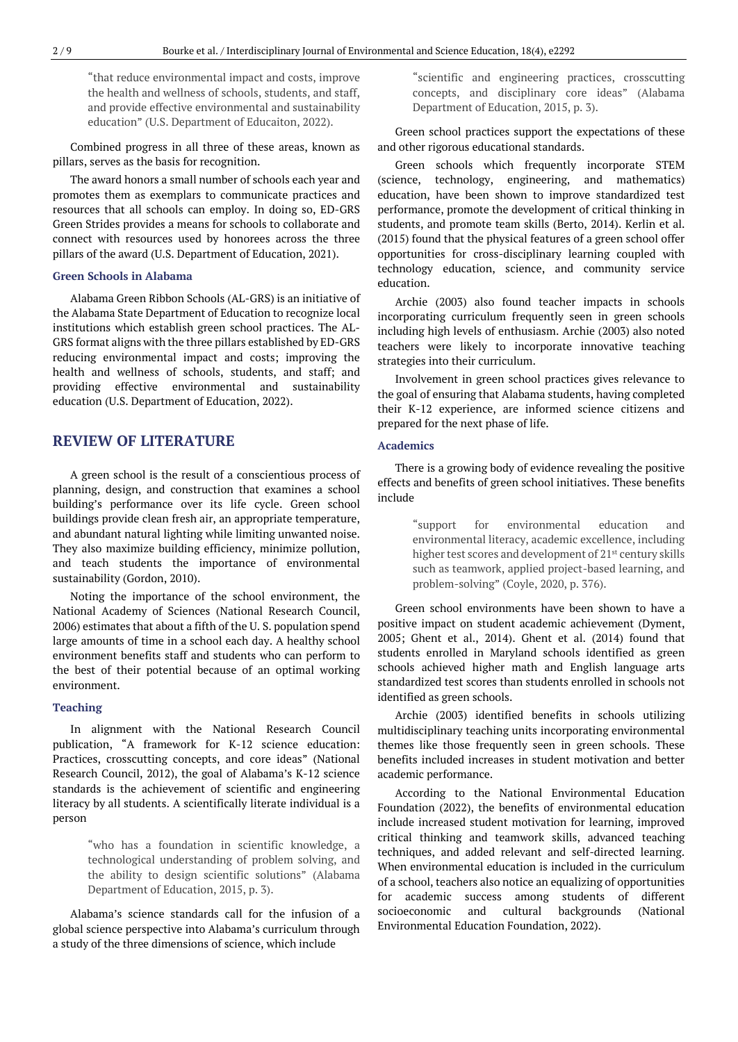> "that reduce environmental impact and costs, improve the health and wellness of schools, students, and staff, and provide effective environmental and sustainability education" (U.S. Department of Educaiton, 2022).

Combined progress in all three of these areas, known as pillars, serves as the basis for recognition.

The award honors a small number of schools each year and promotes them as exemplars to communicate practices and resources that all schools can employ. In doing so, ED-GRS Green Strides provides a means for schools to collaborate and connect with resources used by honorees across the three pillars of the award (U.S. Department of Education, 2021).

### Green Schools in Alabama

Alabama Green Ribbon Schools (AL-GRS) is an initiative of the Alabama State Department of Education to recognize local institutions which establish green school practices. The AL-GRS format aligns with the three pillars established by ED-GRS reducing environmental impact and costs; improving the health and wellness of schools, students, and staff; and providing effective environmental and sustainability education (U.S. Department of Education, 2022).

## REVIEW OF LITERATURE

A green school is the result of a conscientious process of planning, design, and construction that examines a school building's performance over its life cycle. Green school buildings provide clean fresh air, an appropriate temperature, and abundant natural lighting while limiting unwanted noise. They also maximize building efficiency, minimize pollution, and teach students the importance of environmental sustainability (Gordon, 2010).

Noting the importance of the school environment, the National Academy of Sciences (National Research Council, 2006) estimates that about a fifth of the U. S. population spend large amounts of time in a school each day. A healthy school environment benefits staff and students who can perform to the best of their potential because of an optimal working environment.

### Teaching

In alignment with the National Research Council publication, "A framework for K-12 science education: Practices, crosscutting concepts, and core ideas" (National Research Council, 2012), the goal of Alabama's K-12 science standards is the achievement of scientific and engineering literacy by all students. A scientifically literate individual is a person

> "who has a foundation in scientific knowledge, a technological understanding of problem solving, and the ability to design scientific solutions" (Alabama Department of Education, 2015, p. 3).

Alabama's science standards call for the infusion of a global science perspective into Alabama's curriculum through a study of the three dimensions of science, which include

> "scientific and engineering practices, crosscutting concepts, and disciplinary core ideas" (Alabama Department of Education, 2015, p. 3).

Green school practices support the expectations of these and other rigorous educational standards.

Green schools which frequently incorporate STEM (science, technology, engineering, and mathematics) education, have been shown to improve standardized test performance, promote the development of critical thinking in students, and promote team skills (Berto, 2014). Kerlin et al. (2015) found that the physical features of a green school offer opportunities for cross-disciplinary learning coupled with technology education, science, and community service education.

Archie (2003) also found teacher impacts in schools incorporating curriculum frequently seen in green schools including high levels of enthusiasm. Archie (2003) also noted teachers were likely to incorporate innovative teaching strategies into their curriculum.

Involvement in green school practices gives relevance to the goal of ensuring that Alabama students, having completed their K-12 experience, are informed science citizens and prepared for the next phase of life.

### Academics

There is a growing body of evidence revealing the positive effects and benefits of green school initiatives. These benefits include

> "support for environmental education and environmental literacy, academic excellence, including higher test scores and development of 21st century skills such as teamwork, applied project-based learning, and problem-solving" (Coyle, 2020, p. 376).

Green school environments have been shown to have a positive impact on student academic achievement (Dyment, 2005; Ghent et al., 2014). Ghent et al. (2014) found that students enrolled in Maryland schools identified as green schools achieved higher math and English language arts standardized test scores than students enrolled in schools not identified as green schools.

Archie (2003) identified benefits in schools utilizing multidisciplinary teaching units incorporating environmental themes like those frequently seen in green schools. These benefits included increases in student motivation and better academic performance.

According to the National Environmental Education Foundation (2022), the benefits of environmental education include increased student motivation for learning, improved critical thinking and teamwork skills, advanced teaching techniques, and added relevant and self-directed learning. When environmental education is included in the curriculum of a school, teachers also notice an equalizing of opportunities for academic success among students of different socioeconomic and cultural backgrounds (National Environmental Education Foundation, 2022).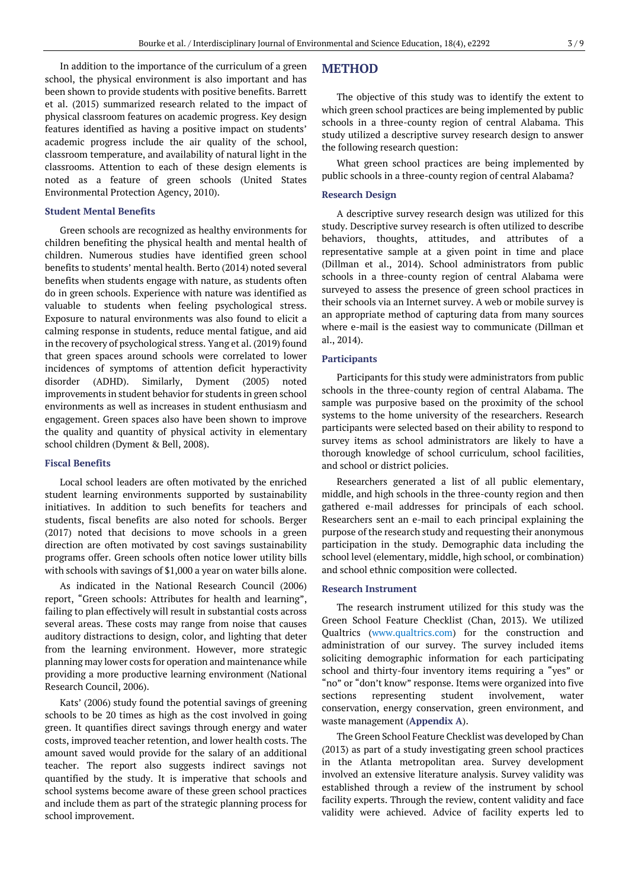In addition to the importance of the curriculum of a green school, the physical environment is also important and has been shown to provide students with positive benefits. Barrett et al. (2015) summarized research related to the impact of physical classroom features on academic progress. Key design features identified as having a positive impact on students' academic progress include the air quality of the school, classroom temperature, and availability of natural light in the classrooms. Attention to each of these design elements is noted as a feature of green schools (United States Environmental Protection Agency, 2010).

### Student Mental Benefits

Green schools are recognized as healthy environments for children benefiting the physical health and mental health of children. Numerous studies have identified green school benefits to students' mental health. Berto (2014) noted several benefits when students engage with nature, as students often do in green schools. Experience with nature was identified as valuable to students when feeling psychological stress. Exposure to natural environments was also found to elicit a calming response in students, reduce mental fatigue, and aid in the recovery of psychological stress. Yang et al. (2019) found that green spaces around schools were correlated to lower incidences of symptoms of attention deficit hyperactivity disorder (ADHD). Similarly, Dyment (2005) noted improvements in student behavior for students in green school environments as well as increases in student enthusiasm and engagement. Green spaces also have been shown to improve the quality and quantity of physical activity in elementary school children (Dyment & Bell, 2008).

### Fiscal Benefits

Local school leaders are often motivated by the enriched student learning environments supported by sustainability initiatives. In addition to such benefits for teachers and students, fiscal benefits are also noted for schools. Berger (2017) noted that decisions to move schools in a green direction are often motivated by cost savings sustainability programs offer. Green schools often notice lower utility bills with schools with savings of $1,000 a year on water bills alone.

As indicated in the National Research Council (2006) report, "Green schools: Attributes for health and learning", failing to plan effectively will result in substantial costs across several areas. These costs may range from noise that causes auditory distractions to design, color, and lighting that deter from the learning environment. However, more strategic planning may lower costs for operation and maintenance while providing a more productive learning environment (National Research Council, 2006).

Kats' (2006) study found the potential savings of greening schools to be 20 times as high as the cost involved in going green. It quantifies direct savings through energy and water costs, improved teacher retention, and lower health costs. The amount saved would provide for the salary of an additional teacher. The report also suggests indirect savings not quantified by the study. It is imperative that schools and school systems become aware of these green school practices and include them as part of the strategic planning process for school improvement.

## METHOD

The objective of this study was to identify the extent to which green school practices are being implemented by public schools in a three-county region of central Alabama. This study utilized a descriptive survey research design to answer the following research question:

What green school practices are being implemented by public schools in a three-county region of central Alabama?

### Research Design

A descriptive survey research design was utilized for this study. Descriptive survey research is often utilized to describe behaviors, thoughts, attitudes, and attributes of a representative sample at a given point in time and place (Dillman et al., 2014). School administrators from public schools in a three-county region of central Alabama were surveyed to assess the presence of green school practices in their schools via an Internet survey. A web or mobile survey is an appropriate method of capturing data from many sources where e-mail is the easiest way to communicate (Dillman et al., 2014).

### Participants

Participants for this study were administrators from public schools in the three-county region of central Alabama. The sample was purposive based on the proximity of the school systems to the home university of the researchers. Research participants were selected based on their ability to respond to survey items as school administrators are likely to have a thorough knowledge of school curriculum, school facilities, and school or district policies.

Researchers generated a list of all public elementary, middle, and high schools in the three-county region and then gathered e-mail addresses for principals of each school. Researchers sent an e-mail to each principal explaining the purpose of the research study and requesting their anonymous participation in the study. Demographic data including the school level (elementary, middle, high school, or combination) and school ethnic composition were collected.

### Research Instrument

The research instrument utilized for this study was the Green School Feature Checklist (Chan, 2013). We utilized Qualtrics (www.qualtrics.com) for the construction and administration of our survey. The survey included items soliciting demographic information for each participating school and thirty-four inventory items requiring a "yes" or "no" or "don't know" response. Items were organized into five sections representing student involvement, water conservation, energy conservation, green environment, and waste management (**Appendix A**).

The Green School Feature Checklist was developed by Chan (2013) as part of a study investigating green school practices in the Atlanta metropolitan area. Survey development involved an extensive literature analysis. Survey validity was established through a review of the instrument by school facility experts. Through the review, content validity and face validity were achieved. Advice of facility experts led to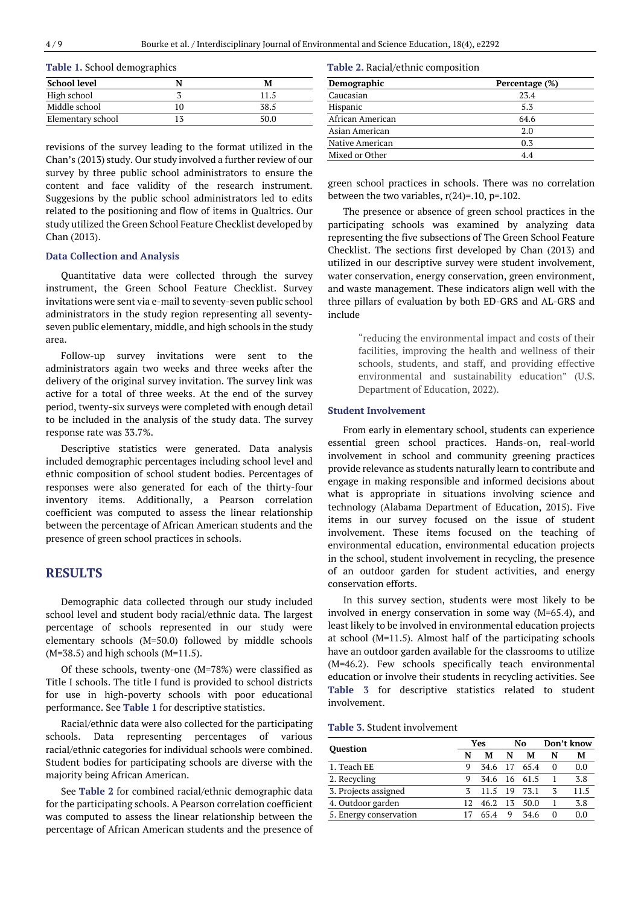**Table 1.** School demographics

| School level | N | M |
|---|---|---|
| High school | 3 | 11.5 |
| Middle school | 10 | 38.5 |
| Elementary school | 13 | 50.0 |

revisions of the survey leading to the format utilized in the Chan's (2013) study. Our study involved a further review of our survey by three public school administrators to ensure the content and face validity of the research instrument. Suggesions by the public school administrators led to edits related to the positioning and flow of items in Qualtrics. Our study utilized the Green School Feature Checklist developed by Chan (2013).

### Data Collection and Analysis

Quantitative data were collected through the survey instrument, the Green School Feature Checklist. Survey invitations were sent via e-mail to seventy-seven public school administrators in the study region representing all seventy-seven public elementary, middle, and high schools in the study area.

Follow-up survey invitations were sent to the administrators again two weeks and three weeks after the delivery of the original survey invitation. The survey link was active for a total of three weeks. At the end of the survey period, twenty-six surveys were completed with enough detail to be included in the analysis of the study data. The survey response rate was 33.7%.

Descriptive statistics were generated. Data analysis included demographic percentages including school level and ethnic composition of school student bodies. Percentages of responses were also generated for each of the thirty-four inventory items. Additionally, a Pearson correlation coefficient was computed to assess the linear relationship between the percentage of African American students and the presence of green school practices in schools.

## RESULTS

Demographic data collected through our study included school level and student body racial/ethnic data. The largest percentage of schools represented in our study were elementary schools (M=50.0) followed by middle schools (M=38.5) and high schools (M=11.5).

Of these schools, twenty-one (M=78%) were classified as Title I schools. The title I fund is provided to school districts for use in high-poverty schools with poor educational performance. See **Table 1** for descriptive statistics.

Racial/ethnic data were also collected for the participating schools. Data representing percentages of various racial/ethnic categories for individual schools were combined. Student bodies for participating schools are diverse with the majority being African American.

See **Table 2** for combined racial/ethnic demographic data for the participating schools. A Pearson correlation coefficient was computed to assess the linear relationship between the percentage of African American students and the presence of green school practices in schools. There was no correlation between the two variables, $r(24)=.10$, $p=.102$.

**Table 2.** Racial/ethnic composition

| Demographic | Percentage (%) |
|---|---|
| Caucasian | 23.4 |
| Hispanic | 5.3 |
| African American | 64.6 |
| Asian American | 2.0 |
| Native American | 0.3 |
| Mixed or Other | 4.4 |

The presence or absence of green school practices in the participating schools was examined by analyzing data representing the five subsections of The Green School Feature Checklist. The sections first developed by Chan (2013) and utilized in our descriptive survey were student involvement, water conservation, energy conservation, green environment, and waste management. These indicators align well with the three pillars of evaluation by both ED-GRS and AL-GRS and include

> "reducing the environmental impact and costs of their facilities, improving the health and wellness of their schools, students, and staff, and providing effective environmental and sustainability education" (U.S. Department of Education, 2022).

### Student Involvement

From early in elementary school, students can experience essential green school practices. Hands-on, real-world involvement in school and community greening practices provide relevance as students naturally learn to contribute and engage in making responsible and informed decisions about what is appropriate in situations involving science and technology (Alabama Department of Education, 2015). Five items in our survey focused on the issue of student involvement. These items focused on the teaching of environmental education, environmental education projects in the school, student involvement in recycling, the presence of an outdoor garden for student activities, and energy conservation efforts.

In this survey section, students were most likely to be involved in energy conservation in some way (M=65.4), and least likely to be involved in environmental education projects at school (M=11.5). Almost half of the participating schools have an outdoor garden available for the classrooms to utilize (M=46.2). Few schools specifically teach environmental education or involve their students in recycling activities. See **Table 3** for descriptive statistics related to student involvement.

**Table 3.** Student involvement

| Question | Yes | | No | | Don't know | |
|---|---|---|---|---|---|---|
| | N | M | N | M | N | M |
| 1. Teach EE | 9 | 34.6 | 17 | 65.4 | 0 | 0.0 |
| 2. Recycling | 9 | 34.6 | 16 | 61.5 | 1 | 3.8 |
| 3. Projects assigned | 3 | 11.5 | 19 | 73.1 | 3 | 11.5 |
| 4. Outdoor garden | 12 | 46.2 | 13 | 50.0 | 1 | 3.8 |
| 5. Energy conservation | 17 | 65.4 | 9 | 34.6 | 0 | 0.0 |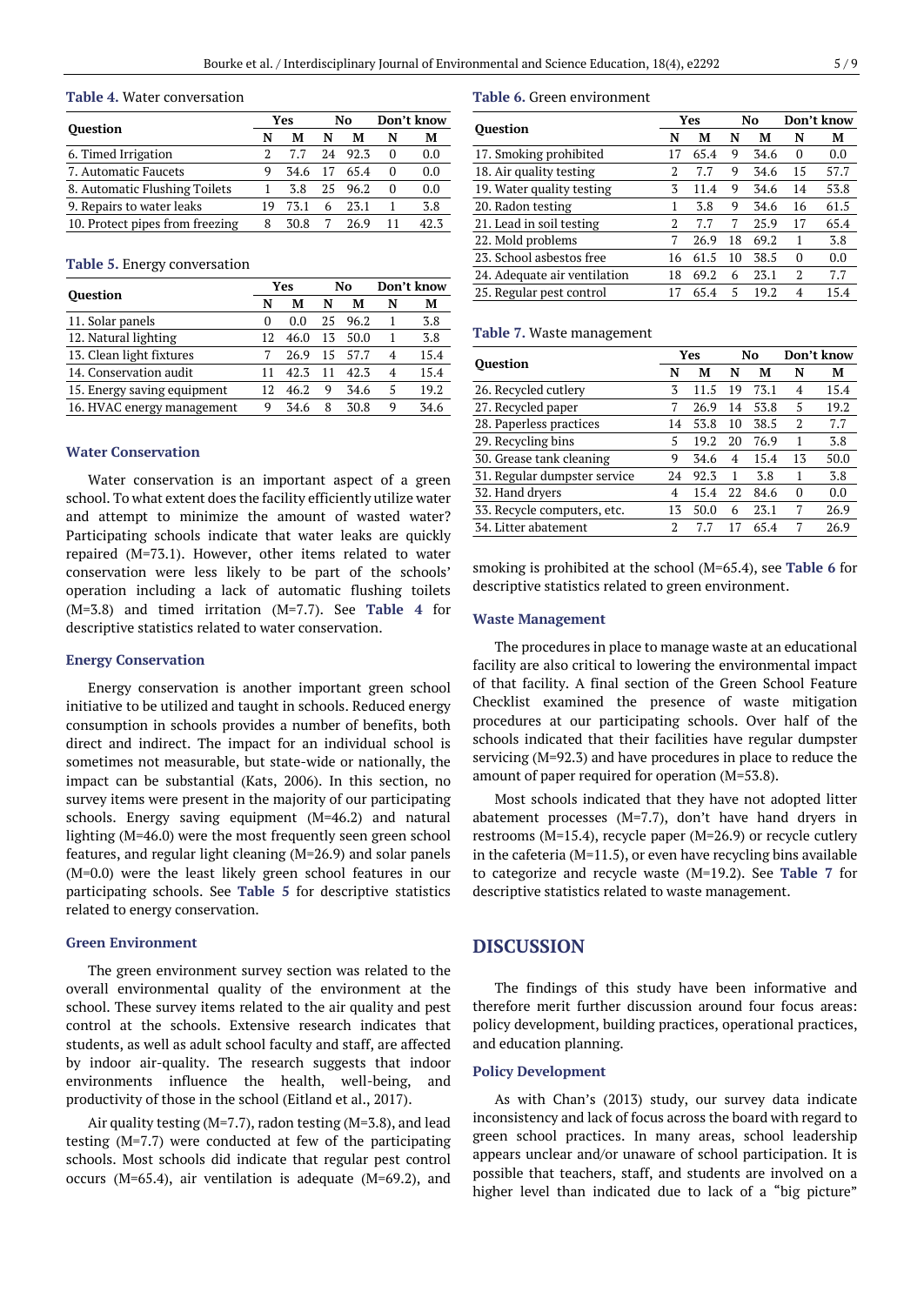**Table 4.** Water conversation

| Question | Yes | | No | | Don't know | |
|---|---|---|---|---|---|---|
| | N | M | N | M | N | M |
| 6. Timed Irrigation | 2 | 7.7 | 24 | 92.3 | 0 | 0.0 |
| 7. Automatic Faucets | 9 | 34.6 | 17 | 65.4 | 0 | 0.0 |
| 8. Automatic Flushing Toilets | 1 | 3.8 | 25 | 96.2 | 0 | 0.0 |
| 9. Repairs to water leaks | 19 | 73.1 | 6 | 23.1 | 1 | 3.8 |
| 10. Protect pipes from freezing | 8 | 30.8 | 7 | 26.9 | 11 | 42.3 |

**Table 5.** Energy conversation

| Question | Yes | | No | | Don't know | |
|---|---|---|---|---|---|---|
| | N | M | N | M | N | M |
| 11. Solar panels | 0 | 0.0 | 25 | 96.2 | 1 | 3.8 |
| 12. Natural lighting | 12 | 46.0 | 13 | 50.0 | 1 | 3.8 |
| 13. Clean light fixtures | 7 | 26.9 | 15 | 57.7 | 4 | 15.4 |
| 14. Conservation audit | 11 | 42.3 | 11 | 42.3 | 4 | 15.4 |
| 15. Energy saving equipment | 12 | 46.2 | 9 | 34.6 | 5 | 19.2 |
| 16. HVAC energy management | 9 | 34.6 | 8 | 30.8 | 9 | 34.6 |

### Water Conservation

Water conservation is an important aspect of a green school. To what extent does the facility efficiently utilize water and attempt to minimize the amount of wasted water? Participating schools indicate that water leaks are quickly repaired (M=73.1). However, other items related to water conservation were less likely to be part of the schools' operation including a lack of automatic flushing toilets (M=3.8) and timed irritation (M=7.7). See **Table 4** for descriptive statistics related to water conservation.

### Energy Conservation

Energy conservation is another important green school initiative to be utilized and taught in schools. Reduced energy consumption in schools provides a number of benefits, both direct and indirect. The impact for an individual school is sometimes not measurable, but state-wide or nationally, the impact can be substantial (Kats, 2006). In this section, no survey items were present in the majority of our participating schools. Energy saving equipment (M=46.2) and natural lighting (M=46.0) were the most frequently seen green school features, and regular light cleaning (M=26.9) and solar panels (M=0.0) were the least likely green school features in our participating schools. See **Table 5** for descriptive statistics related to energy conservation.

### Green Environment

The green environment survey section was related to the overall environmental quality of the environment at the school. These survey items related to the air quality and pest control at the schools. Extensive research indicates that students, as well as adult school faculty and staff, are affected by indoor air-quality. The research suggests that indoor environments influence the health, well-being, and productivity of those in the school (Eitland et al., 2017).

Air quality testing (M=7.7), radon testing (M=3.8), and lead testing (M=7.7) were conducted at few of the participating schools. Most schools did indicate that regular pest control occurs (M=65.4), air ventilation is adequate (M=69.2), and smoking is prohibited at the school (M=65.4), see **Table 6** for descriptive statistics related to green environment.

**Table 6.** Green environment

| Question | Yes | | No | | Don't know | |
|---|---|---|---|---|---|---|
| | N | M | N | M | N | M |
| 17. Smoking prohibited | 17 | 65.4 | 9 | 34.6 | 0 | 0.0 |
| 18. Air quality testing | 2 | 7.7 | 9 | 34.6 | 15 | 57.7 |
| 19. Water quality testing | 3 | 11.4 | 9 | 34.6 | 14 | 53.8 |
| 20. Radon testing | 1 | 3.8 | 9 | 34.6 | 16 | 61.5 |
| 21. Lead in soil testing | 2 | 7.7 | 7 | 25.9 | 17 | 65.4 |
| 22. Mold problems | 7 | 26.9 | 18 | 69.2 | 1 | 3.8 |
| 23. School asbestos free | 16 | 61.5 | 10 | 38.5 | 0 | 0.0 |
| 24. Adequate air ventilation | 18 | 69.2 | 6 | 23.1 | 2 | 7.7 |
| 25. Regular pest control | 17 | 65.4 | 5 | 19.2 | 4 | 15.4 |

**Table 7.** Waste management

| Question | Yes | | No | | Don't know | |
|---|---|---|---|---|---|---|
| | N | M | N | M | N | M |
| 26. Recycled cutlery | 3 | 11.5 | 19 | 73.1 | 4 | 15.4 |
| 27. Recycled paper | 7 | 26.9 | 14 | 53.8 | 5 | 19.2 |
| 28. Paperless practices | 14 | 53.8 | 10 | 38.5 | 2 | 7.7 |
| 29. Recycling bins | 5 | 19.2 | 20 | 76.9 | 1 | 3.8 |
| 30. Grease tank cleaning | 9 | 34.6 | 4 | 15.4 | 13 | 50.0 |
| 31. Regular dumpster service | 24 | 92.3 | 1 | 3.8 | 1 | 3.8 |
| 32. Hand dryers | 4 | 15.4 | 22 | 84.6 | 0 | 0.0 |
| 33. Recycle computers, etc. | 13 | 50.0 | 6 | 23.1 | 7 | 26.9 |
| 34. Litter abatement | 2 | 7.7 | 17 | 65.4 | 7 | 26.9 |

### Waste Management

The procedures in place to manage waste at an educational facility are also critical to lowering the environmental impact of that facility. A final section of the Green School Feature Checklist examined the presence of waste mitigation procedures at our participating schools. Over half of the schools indicated that their facilities have regular dumpster servicing (M=92.3) and have procedures in place to reduce the amount of paper required for operation (M=53.8).

Most schools indicated that they have not adopted litter abatement processes (M=7.7), don't have hand dryers in restrooms (M=15.4), recycle paper (M=26.9) or recycle cutlery in the cafeteria (M=11.5), or even have recycling bins available to categorize and recycle waste (M=19.2). See **Table 7** for descriptive statistics related to waste management.

## DISCUSSION

The findings of this study have been informative and therefore merit further discussion around four focus areas: policy development, building practices, operational practices, and education planning.

### Policy Development

As with Chan's (2013) study, our survey data indicate inconsistency and lack of focus across the board with regard to green school practices. In many areas, school leadership appears unclear and/or unaware of school participation. It is possible that teachers, staff, and students are involved on a higher level than indicated due to lack of a "big picture"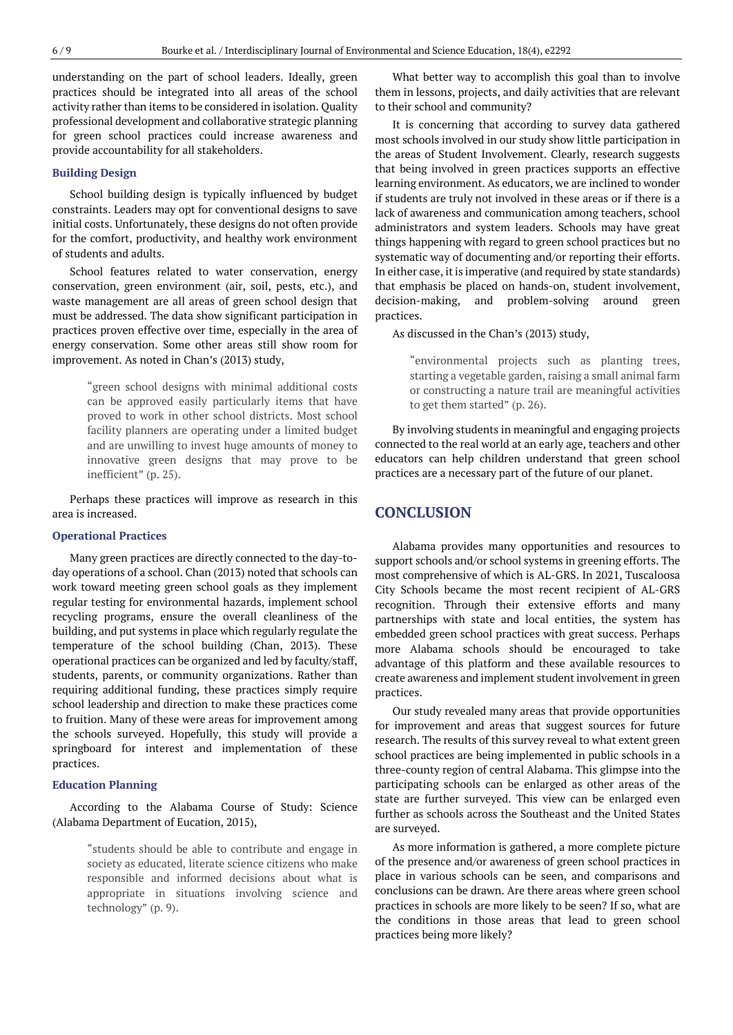understanding on the part of school leaders. Ideally, green practices should be integrated into all areas of the school activity rather than items to be considered in isolation. Quality professional development and collaborative strategic planning for green school practices could increase awareness and provide accountability for all stakeholders.

### Building Design

School building design is typically influenced by budget constraints. Leaders may opt for conventional designs to save initial costs. Unfortunately, these designs do not often provide for the comfort, productivity, and healthy work environment of students and adults.

School features related to water conservation, energy conservation, green environment (air, soil, pests, etc.), and waste management are all areas of green school design that must be addressed. The data show significant participation in practices proven effective over time, especially in the area of energy conservation. Some other areas still show room for improvement. As noted in Chan's (2013) study,

> "green school designs with minimal additional costs can be approved easily particularly items that have proved to work in other school districts. Most school facility planners are operating under a limited budget and are unwilling to invest huge amounts of money to innovative green designs that may prove to be inefficient" (p. 25).

Perhaps these practices will improve as research in this area is increased.

### Operational Practices

Many green practices are directly connected to the day-to-day operations of a school. Chan (2013) noted that schools can work toward meeting green school goals as they implement regular testing for environmental hazards, implement school recycling programs, ensure the overall cleanliness of the building, and put systems in place which regularly regulate the temperature of the school building (Chan, 2013). These operational practices can be organized and led by faculty/staff, students, parents, or community organizations. Rather than requiring additional funding, these practices simply require school leadership and direction to make these practices come to fruition. Many of these were areas for improvement among the schools surveyed. Hopefully, this study will provide a springboard for interest and implementation of these practices.

### Education Planning

According to the Alabama Course of Study: Science (Alabama Department of Eucation, 2015),

> "students should be able to contribute and engage in society as educated, literate science citizens who make responsible and informed decisions about what is appropriate in situations involving science and technology" (p. 9).

What better way to accomplish this goal than to involve them in lessons, projects, and daily activities that are relevant to their school and community?

It is concerning that according to survey data gathered most schools involved in our study show little participation in the areas of Student Involvement. Clearly, research suggests that being involved in green practices supports an effective learning environment. As educators, we are inclined to wonder if students are truly not involved in these areas or if there is a lack of awareness and communication among teachers, school administrators and system leaders. Schools may have great things happening with regard to green school practices but no systematic way of documenting and/or reporting their efforts. In either case, it is imperative (and required by state standards) that emphasis be placed on hands-on, student involvement, decision-making, and problem-solving around green practices.

As discussed in the Chan's (2013) study,

> "environmental projects such as planting trees, starting a vegetable garden, raising a small animal farm or constructing a nature trail are meaningful activities to get them started" (p. 26).

By involving students in meaningful and engaging projects connected to the real world at an early age, teachers and other educators can help children understand that green school practices are a necessary part of the future of our planet.

## CONCLUSION

Alabama provides many opportunities and resources to support schools and/or school systems in greening efforts. The most comprehensive of which is AL-GRS. In 2021, Tuscaloosa City Schools became the most recent recipient of AL-GRS recognition. Through their extensive efforts and many partnerships with state and local entities, the system has embedded green school practices with great success. Perhaps more Alabama schools should be encouraged to take advantage of this platform and these available resources to create awareness and implement student involvement in green practices.

Our study revealed many areas that provide opportunities for improvement and areas that suggest sources for future research. The results of this survey reveal to what extent green school practices are being implemented in public schools in a three-county region of central Alabama. This glimpse into the participating schools can be enlarged as other areas of the state are further surveyed. This view can be enlarged even further as schools across the Southeast and the United States are surveyed.

As more information is gathered, a more complete picture of the presence and/or awareness of green school practices in place in various schools can be seen, and comparisons and conclusions can be drawn. Are there areas where green school practices in schools are more likely to be seen? If so, what are the conditions in those areas that lead to green school practices being more likely?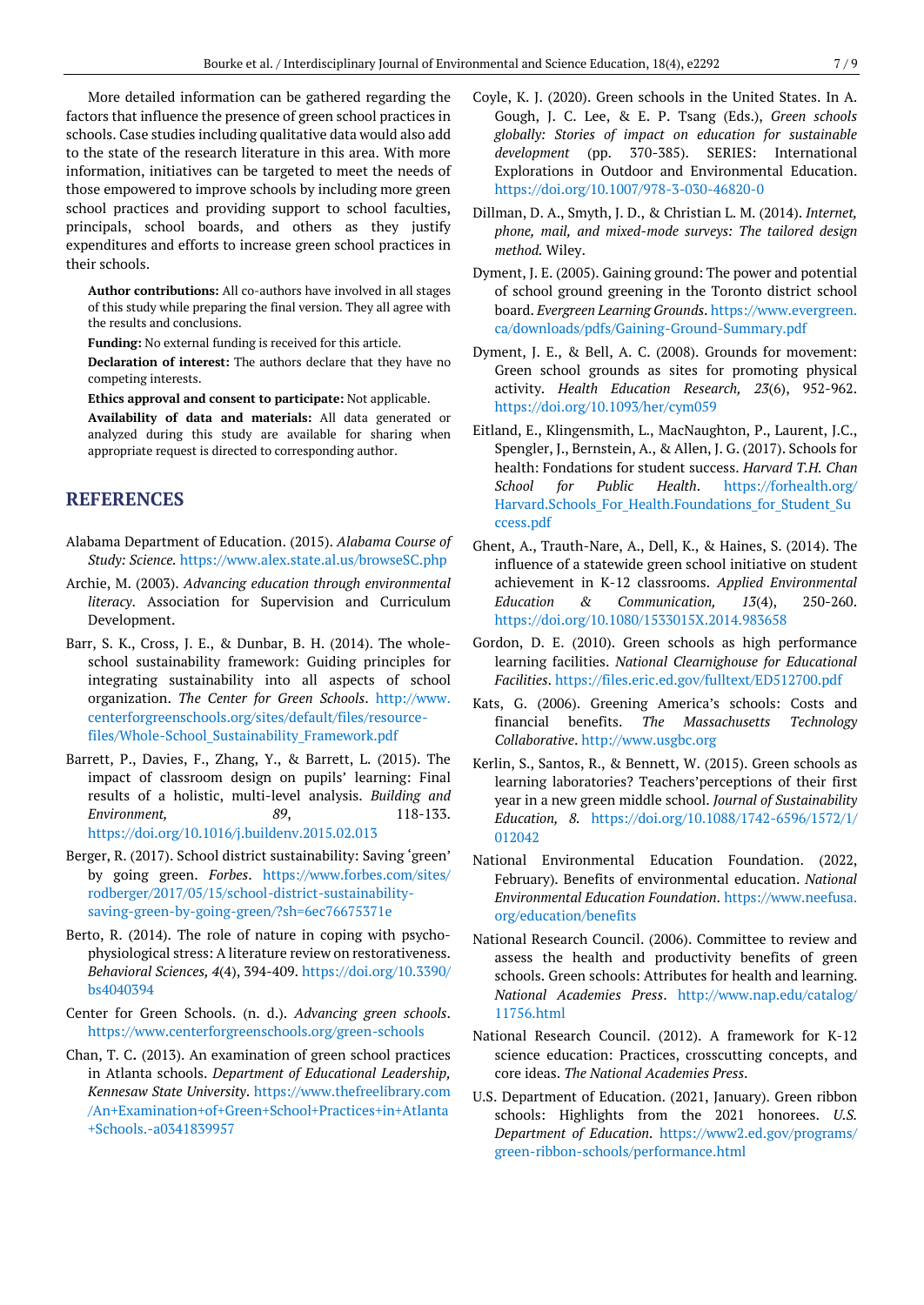More detailed information can be gathered regarding the factors that influence the presence of green school practices in schools. Case studies including qualitative data would also add to the state of the research literature in this area. With more information, initiatives can be targeted to meet the needs of those empowered to improve schools by including more green school practices and providing support to school faculties, principals, school boards, and others as they justify expenditures and efforts to increase green school practices in their schools.

**Author contributions:** All co-authors have involved in all stages of this study while preparing the final version. They all agree with the results and conclusions.

**Funding:** No external funding is received for this article.

**Declaration of interest:** The authors declare that they have no competing interests.

**Ethics approval and consent to participate:** Not applicable.

**Availability of data and materials:** All data generated or analyzed during this study are available for sharing when appropriate request is directed to corresponding author.

## REFERENCES

Alabama Department of Education. (2015). *Alabama Course of Study: Science.* https://www.alex.state.al.us/browseSC.php

Archie, M. (2003). *Advancing education through environmental literacy*. Association for Supervision and Curriculum Development.

Barr, S. K., Cross, J. E., & Dunbar, B. H. (2014). The whole-school sustainability framework: Guiding principles for integrating sustainability into all aspects of school organization. *The Center for Green Schools*. http://www.centerforgreenschools.org/sites/default/files/resource-files/Whole-School_Sustainability_Framework.pdf

Barrett, P., Davies, F., Zhang, Y., & Barrett, L. (2015). The impact of classroom design on pupils' learning: Final results of a holistic, multi-level analysis. *Building and Environment, 89*, 118-133. https://doi.org/10.1016/j.buildenv.2015.02.013

Berger, R. (2017). School district sustainability: Saving 'green' by going green. *Forbes*. https://www.forbes.com/sites/rodberger/2017/05/15/school-district-sustainability-saving-green-by-going-green/?sh=6ec76675371e

Berto, R. (2014). The role of nature in coping with psycho-physiological stress: A literature review on restorativeness. *Behavioral Sciences, 4*(4), 394-409. https://doi.org/10.3390/bs4040394

Center for Green Schools. (n. d.). *Advancing green schools*. https://www.centerforgreenschools.org/green-schools

Chan, T. C. (2013). An examination of green school practices in Atlanta schools. *Department of Educational Leadership, Kennesaw State University*. https://www.thefreelibrary.com/An+Examination+of+Green+School+Practices+in+Atlanta+Schools.-a0341839957

Coyle, K. J. (2020). Green schools in the United States. In A. Gough, J. C. Lee, & E. P. Tsang (Eds.), *Green schools globally: Stories of impact on education for sustainable development* (pp. 370-385). SERIES: International Explorations in Outdoor and Environmental Education. https://doi.org/10.1007/978-3-030-46820-0

Dillman, D. A., Smyth, J. D., & Christian L. M. (2014). *Internet, phone, mail, and mixed-mode surveys: The tailored design method.* Wiley.

Dyment, J. E. (2005). Gaining ground: The power and potential of school ground greening in the Toronto district school board. *Evergreen Learning Grounds*. https://www.evergreen.ca/downloads/pdfs/Gaining-Ground-Summary.pdf

Dyment, J. E., & Bell, A. C. (2008). Grounds for movement: Green school grounds as sites for promoting physical activity. *Health Education Research, 23*(6), 952-962. https://doi.org/10.1093/her/cym059

Eitland, E., Klingensmith, L., MacNaughton, P., Laurent, J.C., Spengler, J., Bernstein, A., & Allen, J. G. (2017). Schools for health: Fondations for student success. *Harvard T.H. Chan School for Public Health*. https://forhealth.org/Harvard.Schools_For_Health.Foundations_for_Student_Success.pdf

Ghent, A., Trauth-Nare, A., Dell, K., & Haines, S. (2014). The influence of a statewide green school initiative on student achievement in K-12 classrooms. *Applied Environmental Education & Communication, 13*(4), 250-260. https://doi.org/10.1080/1533015X.2014.983658

Gordon, D. E. (2010). Green schools as high performance learning facilities. *National Clearinghouse for Educational Facilities*. https://files.eric.ed.gov/fulltext/ED512700.pdf

Kats, G. (2006). Greening America's schools: Costs and financial benefits. *The Massachusetts Technology Collaborative*. http://www.usgbc.org

Kerlin, S., Santos, R., & Bennett, W. (2015). Green schools as learning laboratories? Teachers'perceptions of their first year in a new green middle school. *Journal of Sustainability Education, 8*. https://doi.org/10.1088/1742-6596/1572/1/012042

National Environmental Education Foundation. (2022, February). Benefits of environmental education. *National Environmental Education Foundation*. https://www.neefusa.org/education/benefits

National Research Council. (2006). Committee to review and assess the health and productivity benefits of green schools. Green schools: Attributes for health and learning. *National Academies Press*. http://www.nap.edu/catalog/11756.html

National Research Council. (2012). A framework for K-12 science education: Practices, crosscutting concepts, and core ideas. *The National Academies Press*.

U.S. Department of Education. (2021, January). Green ribbon schools: Highlights from the 2021 honorees. *U.S. Department of Education*. https://www2.ed.gov/programs/green-ribbon-schools/performance.html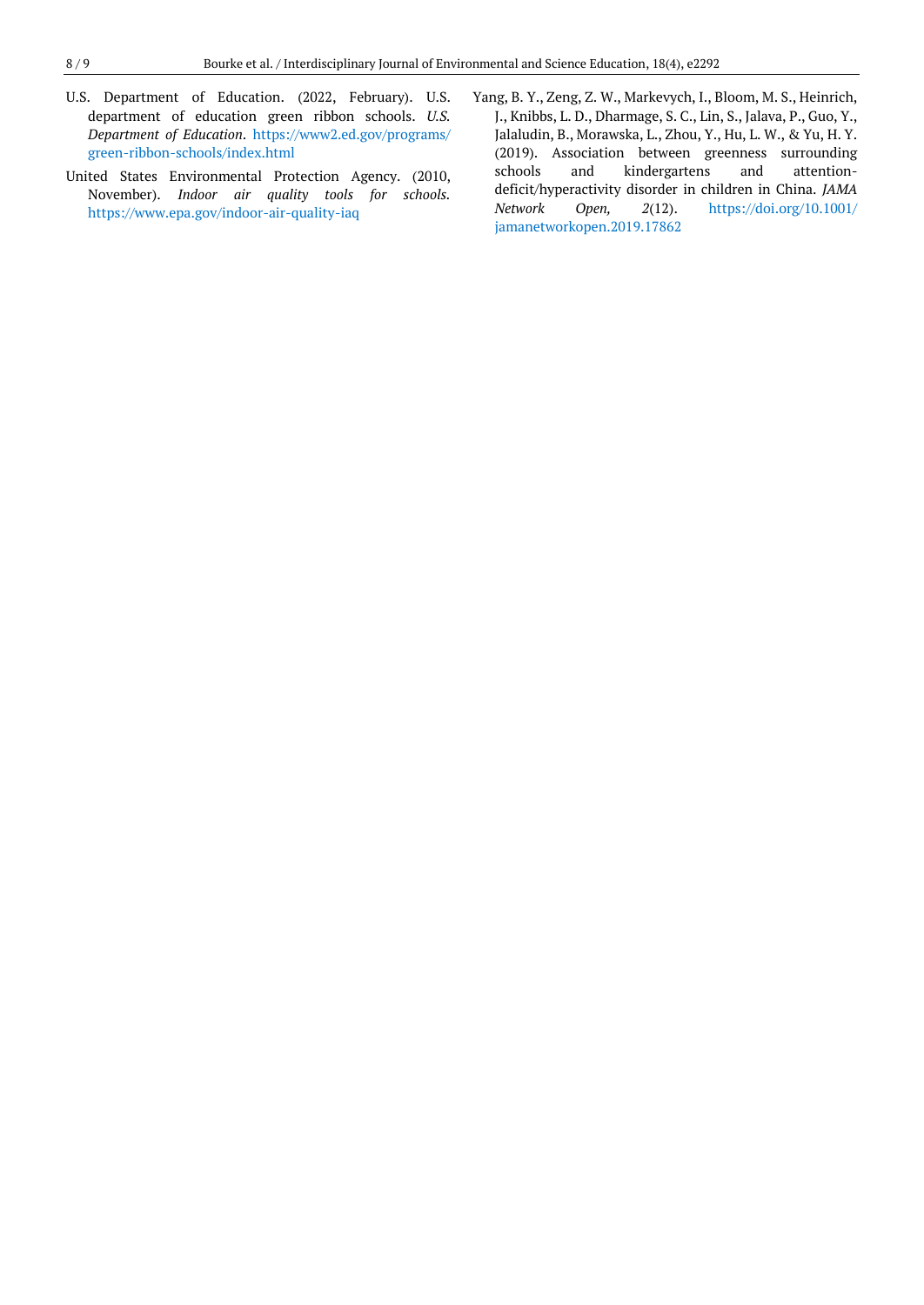U.S. Department of Education. (2022, February). U.S. department of education green ribbon schools. *U.S. Department of Education*. https://www2.ed.gov/programs/green-ribbon-schools/index.html

United States Environmental Protection Agency. (2010, November). *Indoor air quality tools for schools*. https://www.epa.gov/indoor-air-quality-iaq

Yang, B. Y., Zeng, Z. W., Markevych, I., Bloom, M. S., Heinrich, J., Knibbs, L. D., Dharmage, S. C., Lin, S., Jalava, P., Guo, Y., Jalaludin, B., Morawska, L., Zhou, Y., Hu, L. W., & Yu, H. Y. (2019). Association between greenness surrounding schools and kindergartens and attention-deficit/hyperactivity disorder in children in China. *JAMA Network Open, 2*(12). https://doi.org/10.1001/jamanetworkopen.2019.17862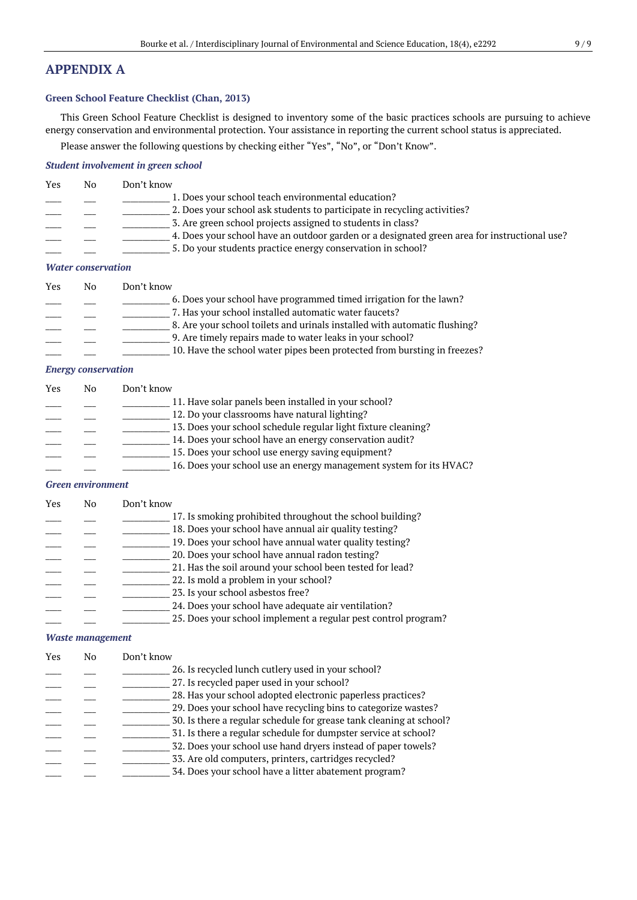## APPENDIX A

### Green School Feature Checklist (Chan, 2013)

This Green School Feature Checklist is designed to inventory some of the basic practices schools are pursuing to achieve energy conservation and environmental protection. Your assistance in reporting the current school status is appreciated.

Please answer the following questions by checking either “Yes”, “No”, or “Don’t Know”.

#### *Student involvement in green school*

| Yes | No | Don’t know | |
|---|---|---|---|
| ____ | ___ | __________ | 1. Does your school teach environmental education? |
| ____ | ___ | __________ | 2. Does your school ask students to participate in recycling activities? |
| ____ | ___ | __________ | 3. Are green school projects assigned to students in class? |
| ____ | ___ | __________ | 4. Does your school have an outdoor garden or a designated green area for instructional use? |
| ____ | ___ | __________ | 5. Do your students practice energy conservation in school? |

#### *Water conservation*

| Yes | No | Don’t know | |
|---|---|---|---|
| ____ | ___ | __________ | 6. Does your school have programmed timed irrigation for the lawn? |
| ____ | ___ | __________ | 7. Has your school installed automatic water faucets? |
| ____ | ___ | __________ | 8. Are your school toilets and urinals installed with automatic flushing? |
| ____ | ___ | __________ | 9. Are timely repairs made to water leaks in your school? |
| ____ | ___ | __________ | 10. Have the school water pipes been protected from bursting in freezes? |

#### *Energy conservation*

| Yes | No | Don’t know | |
|---|---|---|---|
| ____ | ___ | __________ | 11. Have solar panels been installed in your school? |
| ____ | ___ | __________ | 12. Do your classrooms have natural lighting? |
| ____ | ___ | __________ | 13. Does your school schedule regular light fixture cleaning? |
| ____ | ___ | __________ | 14. Does your school have an energy conservation audit? |
| ____ | ___ | __________ | 15. Does your school use energy saving equipment? |
| ____ | ___ | __________ | 16. Does your school use an energy management system for its HVAC? |

#### *Green environment*

| Yes | No | Don’t know | |
|---|---|---|---|
| ____ | ___ | __________ | 17. Is smoking prohibited throughout the school building? |
| ____ | ___ | __________ | 18. Does your school have annual air quality testing? |
| ____ | ___ | __________ | 19. Does your school have annual water quality testing? |
| ____ | ___ | __________ | 20. Does your school have annual radon testing? |
| ____ | ___ | __________ | 21. Has the soil around your school been tested for lead? |
| ____ | ___ | __________ | 22. Is mold a problem in your school? |
| ____ | ___ | __________ | 23. Is your school asbestos free? |
| ____ | ___ | __________ | 24. Does your school have adequate air ventilation? |
| ____ | ___ | __________ | 25. Does your school implement a regular pest control program? |

#### *Waste management*

| Yes | No | Don’t know | |
|---|---|---|---|
| ____ | ___ | __________ | 26. Is recycled lunch cutlery used in your school? |
| ____ | ___ | __________ | 27. Is recycled paper used in your school? |
| ____ | ___ | __________ | 28. Has your school adopted electronic paperless practices? |
| ____ | ___ | __________ | 29. Does your school have recycling bins to categorize wastes? |
| ____ | ___ | __________ | 30. Is there a regular schedule for grease tank cleaning at school? |
| ____ | ___ | __________ | 31. Is there a regular schedule for dumpster service at school? |
| ____ | ___ | __________ | 32. Does your school use hand dryers instead of paper towels? |
| ____ | ___ | __________ | 33. Are old computers, printers, cartridges recycled? |
| ____ | ___ | __________ | 34. Does your school have a litter abatement program? |